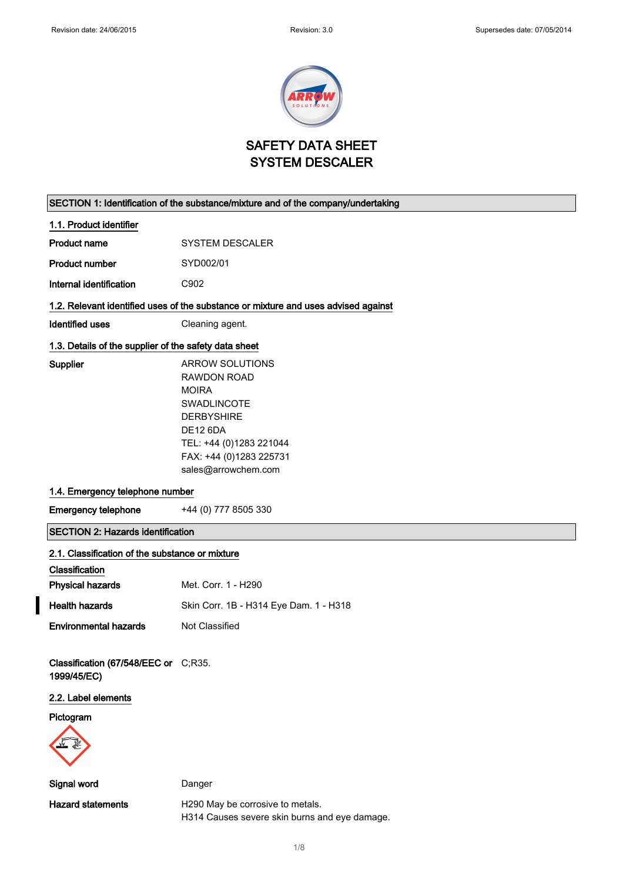# SAFETY DATA SHEET
# SYSTEM DESCALER

## SECTION 1: Identification of the substance/mixture and of the company/undertaking

### 1.1. Product identifier

**Product name** SYSTEM DESCALER

**Product number** SYD002/01

**Internal identification** C902

### 1.2. Relevant identified uses of the substance or mixture and uses advised against

**Identified uses** Cleaning agent.

### 1.3. Details of the supplier of the safety data sheet

**Supplier**
ARROW SOLUTIONS
RAWDON ROAD
MOIRA
SWADLINCOTE
DERBYSHIRE
DE12 6DA
TEL: +44 (0)1283 221044
FAX: +44 (0)1283 225731
sales@arrowchem.com

### 1.4. Emergency telephone number

**Emergency telephone** +44 (0) 777 8505 330

## SECTION 2: Hazards identification

### 2.1. Classification of the substance or mixture

**Classification**

**Physical hazards** Met. Corr. 1 - H290

**Health hazards** Skin Corr. 1B - H314 Eye Dam. 1 - H318

**Environmental hazards** Not Classified

**Classification (67/548/EEC or 1999/45/EC)** C;R35.

### 2.2. Label elements

**Pictogram**

**Signal word** Danger

**Hazard statements**
H290 May be corrosive to metals.
H314 Causes severe skin burns and eye damage.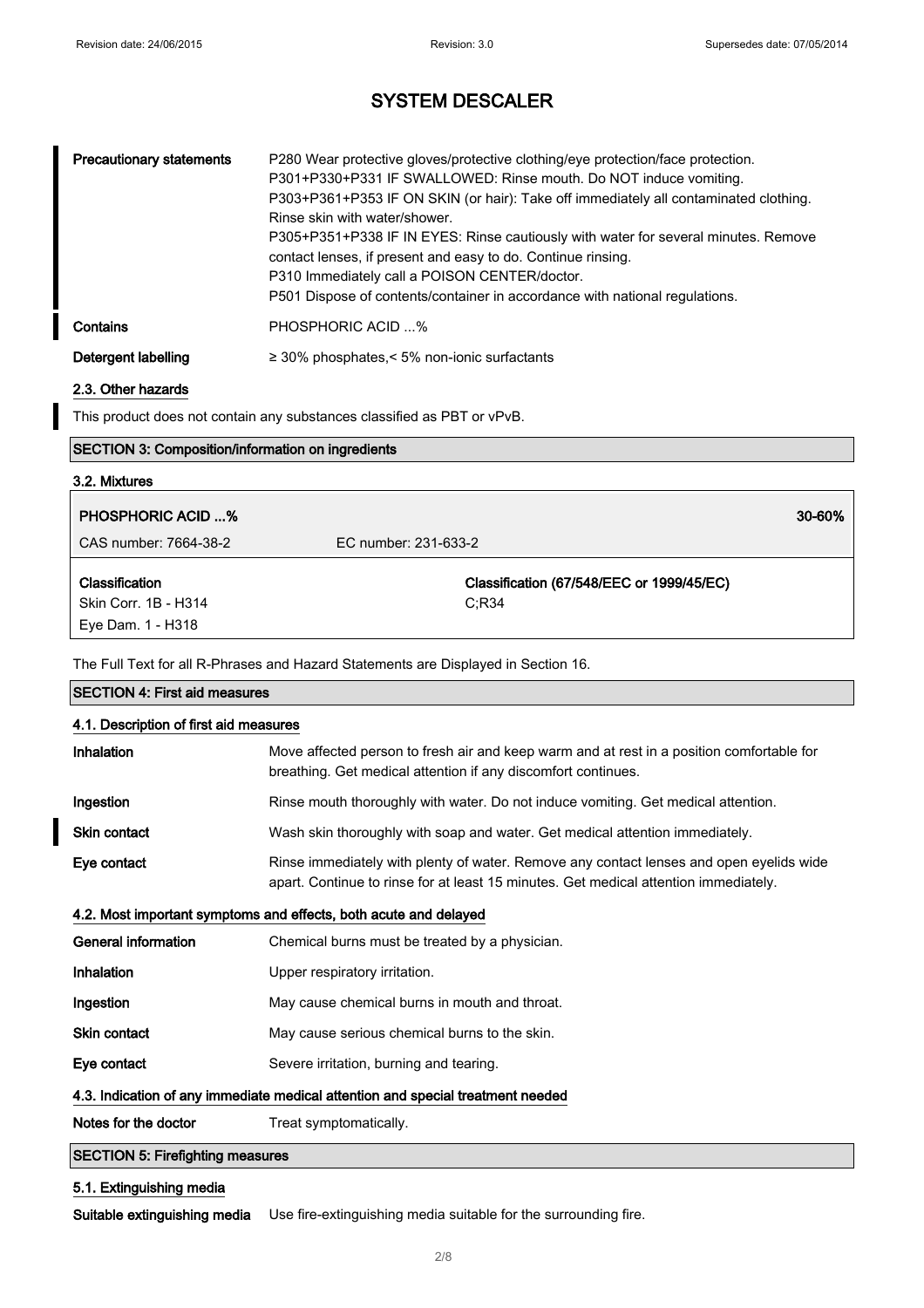| | |
|---|---|
| **Precautionary statements** | P280 Wear protective gloves/protective clothing/eye protection/face protection.<br>P301+P330+P331 IF SWALLOWED: Rinse mouth. Do NOT induce vomiting.<br>P303+P361+P353 IF ON SKIN (or hair): Take off immediately all contaminated clothing. Rinse skin with water/shower.<br>P305+P351+P338 IF IN EYES: Rinse cautiously with water for several minutes. Remove contact lenses, if present and easy to do. Continue rinsing.<br>P310 Immediately call a POISON CENTER/doctor.<br>P501 Dispose of contents/container in accordance with national regulations. |
| **Contains** | PHOSPHORIC ACID ...% |
| **Detergent labelling** | ≥ 30% phosphates,< 5% non-ionic surfactants |

### 2.3. Other hazards

This product does not contain any substances classified as PBT or vPvB.

## SECTION 3: Composition/information on ingredients

### 3.2. Mixtures

| **PHOSPHORIC ACID ...%** | | **30-60%** |
|---|---|---|
| CAS number: 7664-38-2 | EC number: 231-633-2 | |
| **Classification**<br>Skin Corr. 1B - H314<br>Eye Dam. 1 - H318 | **Classification (67/548/EEC or 1999/45/EC)**<br>C;R34 | |

The Full Text for all R-Phrases and Hazard Statements are Displayed in Section 16.

## SECTION 4: First aid measures

### 4.1. Description of first aid measures

| | |
|---|---|
| **Inhalation** | Move affected person to fresh air and keep warm and at rest in a position comfortable for breathing. Get medical attention if any discomfort continues. |
| **Ingestion** | Rinse mouth thoroughly with water. Do not induce vomiting. Get medical attention. |
| **Skin contact** | Wash skin thoroughly with soap and water. Get medical attention immediately. |
| **Eye contact** | Rinse immediately with plenty of water. Remove any contact lenses and open eyelids wide apart. Continue to rinse for at least 15 minutes. Get medical attention immediately. |

### 4.2. Most important symptoms and effects, both acute and delayed

| | |
|---|---|
| **General information** | Chemical burns must be treated by a physician. |
| **Inhalation** | Upper respiratory irritation. |
| **Ingestion** | May cause chemical burns in mouth and throat. |
| **Skin contact** | May cause serious chemical burns to the skin. |
| **Eye contact** | Severe irritation, burning and tearing. |

### 4.3. Indication of any immediate medical attention and special treatment needed

| | |
|---|---|
| **Notes for the doctor** | Treat symptomatically. |

## SECTION 5: Firefighting measures

### 5.1. Extinguishing media

| | |
|---|---|
| **Suitable extinguishing media** | Use fire-extinguishing media suitable for the surrounding fire. |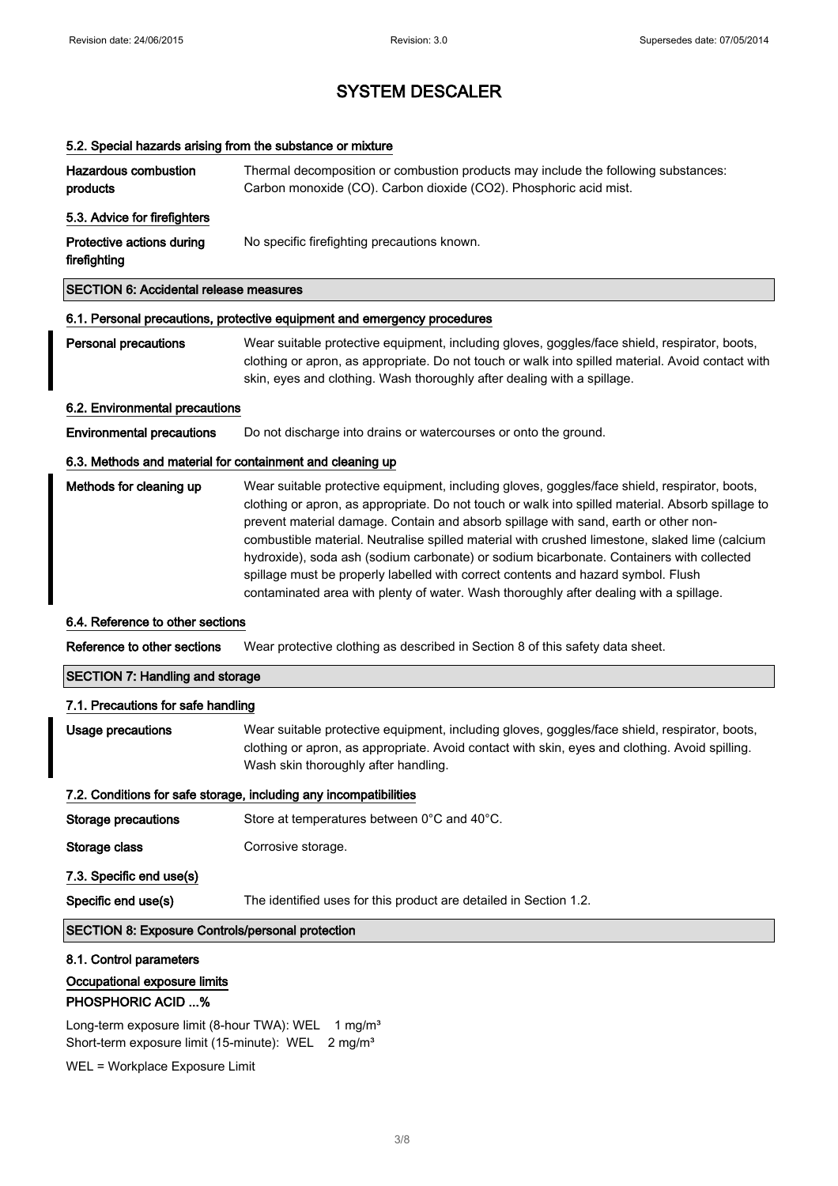# SYSTEM DESCALER

### 5.2. Special hazards arising from the substance or mixture

**Hazardous combustion products** — Thermal decomposition or combustion products may include the following substances: Carbon monoxide (CO). Carbon dioxide ($CO_2$). Phosphoric acid mist.

### 5.3. Advice for firefighters

**Protective actions during firefighting** — No specific firefighting precautions known.

## SECTION 6: Accidental release measures

### 6.1. Personal precautions, protective equipment and emergency procedures

**Personal precautions** — Wear suitable protective equipment, including gloves, goggles/face shield, respirator, boots, clothing or apron, as appropriate. Do not touch or walk into spilled material. Avoid contact with skin, eyes and clothing. Wash thoroughly after dealing with a spillage.

### 6.2. Environmental precautions

**Environmental precautions** — Do not discharge into drains or watercourses or onto the ground.

### 6.3. Methods and material for containment and cleaning up

**Methods for cleaning up** — Wear suitable protective equipment, including gloves, goggles/face shield, respirator, boots, clothing or apron, as appropriate. Do not touch or walk into spilled material. Absorb spillage to prevent material damage. Contain and absorb spillage with sand, earth or other non-combustible material. Neutralise spilled material with crushed limestone, slaked lime (calcium hydroxide), soda ash (sodium carbonate) or sodium bicarbonate. Containers with collected spillage must be properly labelled with correct contents and hazard symbol. Flush contaminated area with plenty of water. Wash thoroughly after dealing with a spillage.

### 6.4. Reference to other sections

**Reference to other sections** — Wear protective clothing as described in Section 8 of this safety data sheet.

## SECTION 7: Handling and storage

### 7.1. Precautions for safe handling

**Usage precautions** — Wear suitable protective equipment, including gloves, goggles/face shield, respirator, boots, clothing or apron, as appropriate. Avoid contact with skin, eyes and clothing. Avoid spilling. Wash skin thoroughly after handling.

### 7.2. Conditions for safe storage, including any incompatibilities

**Storage precautions** — Store at temperatures between 0°C and 40°C.

**Storage class** — Corrosive storage.

### 7.3. Specific end use(s)

**Specific end use(s)** — The identified uses for this product are detailed in Section 1.2.

## SECTION 8: Exposure Controls/personal protection

### 8.1. Control parameters

**Occupational exposure limits**

**PHOSPHORIC ACID ...%**

Long-term exposure limit (8-hour TWA): WEL 1 mg/m³
Short-term exposure limit (15-minute): WEL 2 mg/m³

WEL = Workplace Exposure Limit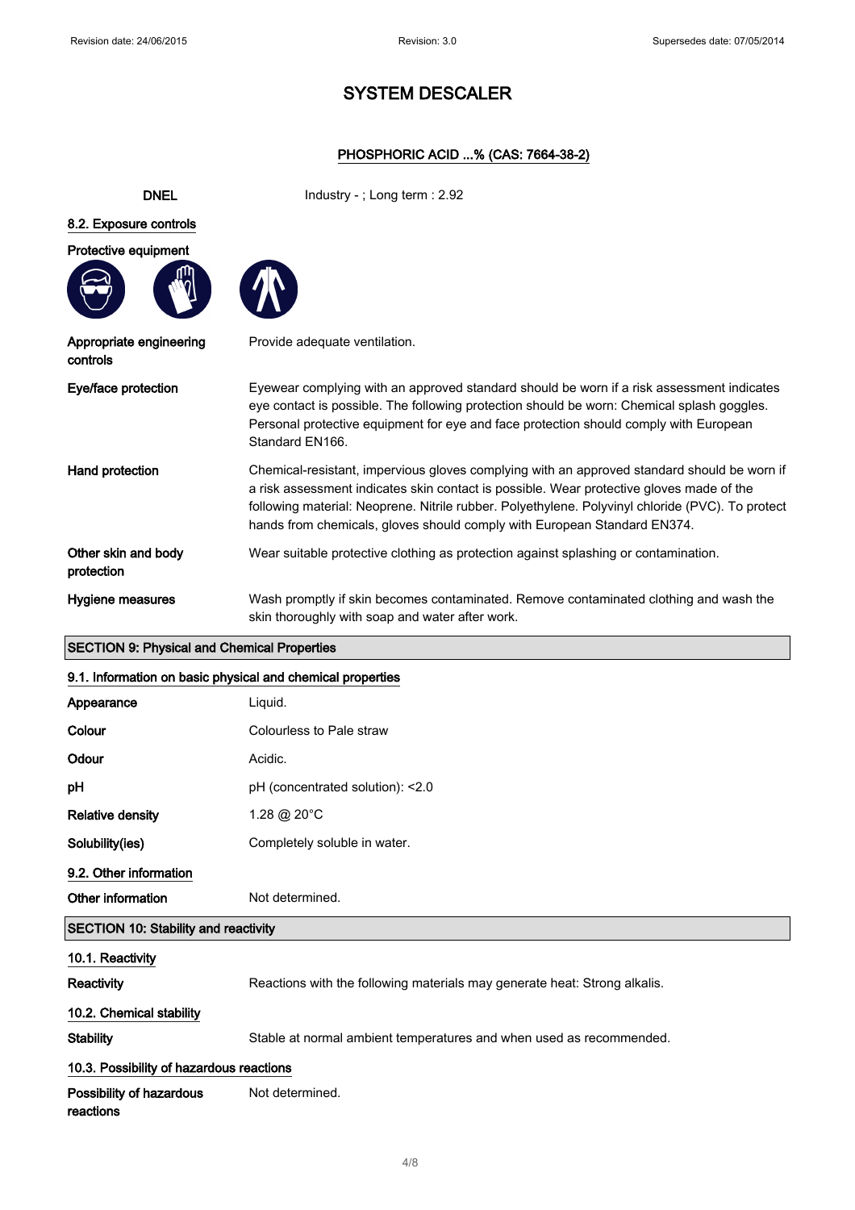# SYSTEM DESCALER

**PHOSPHORIC ACID ...% (CAS: 7664-38-2)**

| | |
|---|---|
| **DNEL** | Industry - ; Long term : 2.92 |

## 8.2. Exposure controls

**Protective equipment**

| | |
|---|---|
| **Appropriate engineering controls** | Provide adequate ventilation. |
| **Eye/face protection** | Eyewear complying with an approved standard should be worn if a risk assessment indicates eye contact is possible. The following protection should be worn: Chemical splash goggles. Personal protective equipment for eye and face protection should comply with European Standard EN166. |
| **Hand protection** | Chemical-resistant, impervious gloves complying with an approved standard should be worn if a risk assessment indicates skin contact is possible. Wear protective gloves made of the following material: Neoprene. Nitrile rubber. Polyethylene. Polyvinyl chloride (PVC). To protect hands from chemicals, gloves should comply with European Standard EN374. |
| **Other skin and body protection** | Wear suitable protective clothing as protection against splashing or contamination. |
| **Hygiene measures** | Wash promptly if skin becomes contaminated. Remove contaminated clothing and wash the skin thoroughly with soap and water after work. |

## SECTION 9: Physical and Chemical Properties

### 9.1. Information on basic physical and chemical properties

| | |
|---|---|
| **Appearance** | Liquid. |
| **Colour** | Colourless to Pale straw |
| **Odour** | Acidic. |
| **pH** | pH (concentrated solution): <2.0 |
| **Relative density** | 1.28 @ 20°C |
| **Solubility(ies)** | Completely soluble in water. |

### 9.2. Other information

| | |
|---|---|
| **Other information** | Not determined. |

## SECTION 10: Stability and reactivity

### 10.1. Reactivity

| | |
|---|---|
| **Reactivity** | Reactions with the following materials may generate heat: Strong alkalis. |

### 10.2. Chemical stability

| | |
|---|---|
| **Stability** | Stable at normal ambient temperatures and when used as recommended. |

### 10.3. Possibility of hazardous reactions

| | |
|---|---|
| **Possibility of hazardous reactions** | Not determined. |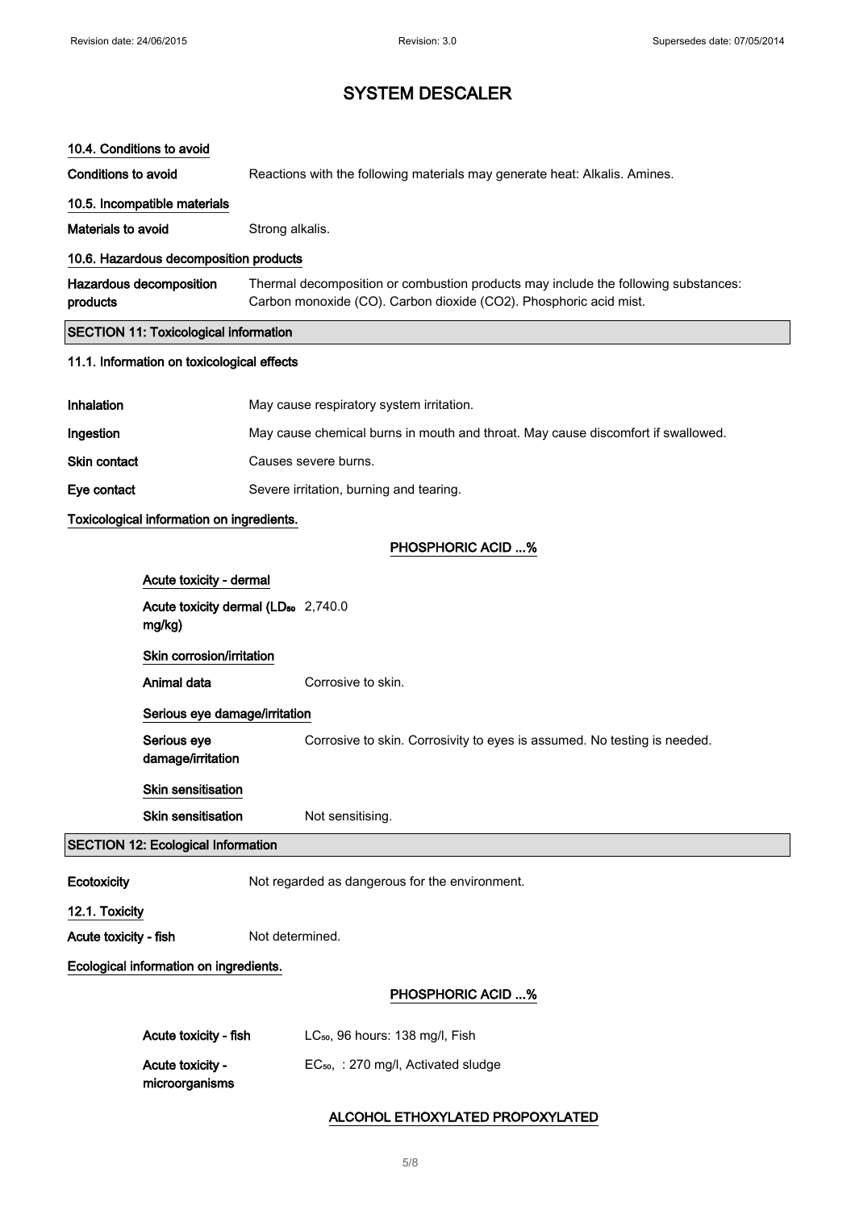# SYSTEM DESCALER

### 10.4. Conditions to avoid

**Conditions to avoid** Reactions with the following materials may generate heat: Alkalis. Amines.

### 10.5. Incompatible materials

**Materials to avoid** Strong alkalis.

### 10.6. Hazardous decomposition products

**Hazardous decomposition products** Thermal decomposition or combustion products may include the following substances: Carbon monoxide (CO). Carbon dioxide ($CO_2$). Phosphoric acid mist.

## SECTION 11: Toxicological information

### 11.1. Information on toxicological effects

**Inhalation** May cause respiratory system irritation.

**Ingestion** May cause chemical burns in mouth and throat. May cause discomfort if swallowed.

**Skin contact** Causes severe burns.

**Eye contact** Severe irritation, burning and tearing.

**Toxicological information on ingredients.**

**PHOSPHORIC ACID ...%**

**Acute toxicity - dermal**

**Acute toxicity dermal ($LD_{50}$ mg/kg)** 2,740.0

**Skin corrosion/irritation**

**Animal data** Corrosive to skin.

**Serious eye damage/irritation**

**Serious eye damage/irritation** Corrosive to skin. Corrosivity to eyes is assumed. No testing is needed.

**Skin sensitisation**

**Skin sensitisation** Not sensitising.

## SECTION 12: Ecological Information

**Ecotoxicity** Not regarded as dangerous for the environment.

### 12.1. Toxicity

**Acute toxicity - fish** Not determined.

**Ecological information on ingredients.**

**PHOSPHORIC ACID ...%**

**Acute toxicity - fish** $LC_{50}$, 96 hours: 138 mg/l, Fish

**Acute toxicity - microorganisms** $EC_{50}$, : 270 mg/l, Activated sludge

**ALCOHOL ETHOXYLATED PROPOXYLATED**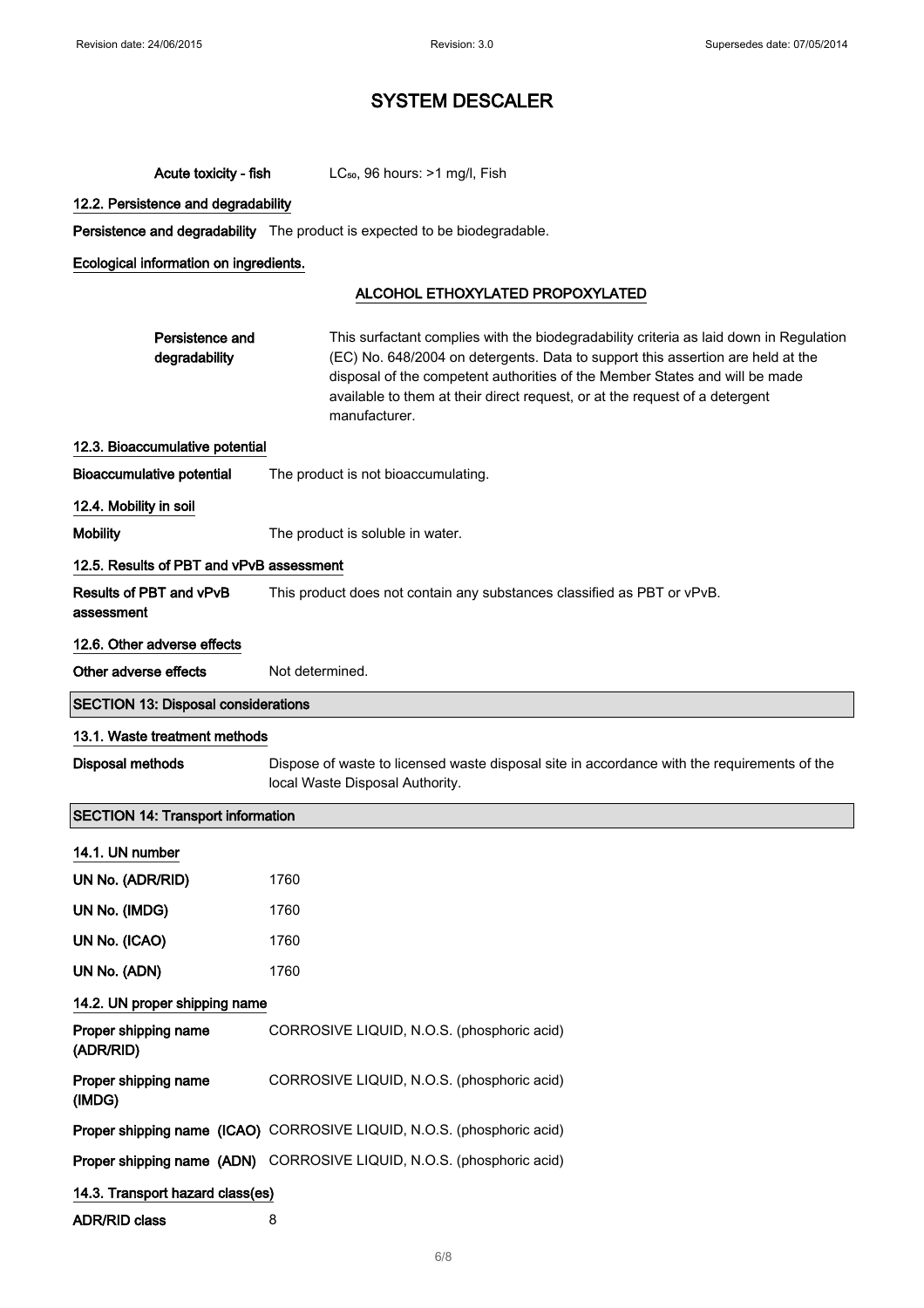# SYSTEM DESCALER

**Acute toxicity - fish** $LC_{50}$, 96 hours: >1 mg/l, Fish

### 12.2. Persistence and degradability

**Persistence and degradability** The product is expected to be biodegradable.

**Ecological information on ingredients.**

**ALCOHOL ETHOXYLATED PROPOXYLATED**

**Persistence and degradability** This surfactant complies with the biodegradability criteria as laid down in Regulation (EC) No. 648/2004 on detergents. Data to support this assertion are held at the disposal of the competent authorities of the Member States and will be made available to them at their direct request, or at the request of a detergent manufacturer.

### 12.3. Bioaccumulative potential

**Bioaccumulative potential** The product is not bioaccumulating.

### 12.4. Mobility in soil

**Mobility** The product is soluble in water.

### 12.5. Results of PBT and vPvB assessment

**Results of PBT and vPvB assessment** This product does not contain any substances classified as PBT or vPvB.

### 12.6. Other adverse effects

**Other adverse effects** Not determined.

## SECTION 13: Disposal considerations

### 13.1. Waste treatment methods

**Disposal methods** Dispose of waste to licensed waste disposal site in accordance with the requirements of the local Waste Disposal Authority.

## SECTION 14: Transport information

### 14.1. UN number

**UN No. (ADR/RID)** 1760

**UN No. (IMDG)** 1760

**UN No. (ICAO)** 1760

**UN No. (ADN)** 1760

### 14.2. UN proper shipping name

**Proper shipping name (ADR/RID)** CORROSIVE LIQUID, N.O.S. (phosphoric acid)

**Proper shipping name (IMDG)** CORROSIVE LIQUID, N.O.S. (phosphoric acid)

**Proper shipping name (ICAO)** CORROSIVE LIQUID, N.O.S. (phosphoric acid)

**Proper shipping name (ADN)** CORROSIVE LIQUID, N.O.S. (phosphoric acid)

### 14.3. Transport hazard class(es)

**ADR/RID class** 8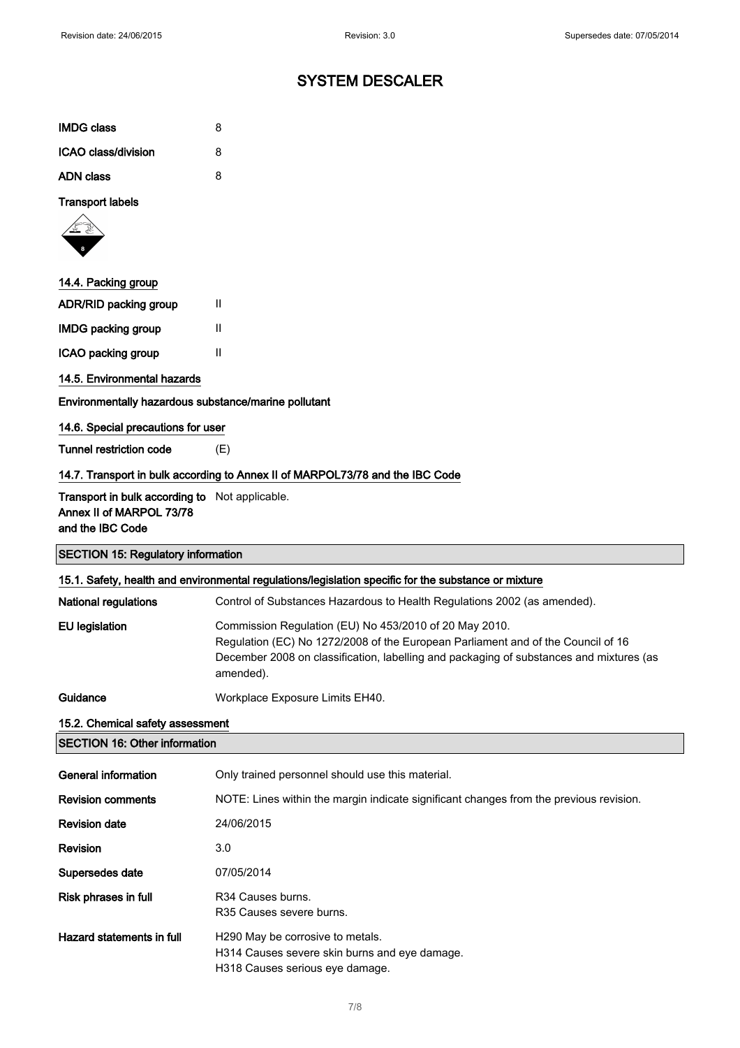# SYSTEM DESCALER

| | |
|---|---|
| **IMDG class** | 8 |
| **ICAO class/division** | 8 |
| **ADN class** | 8 |

**Transport labels**

### 14.4. Packing group

| | |
|---|---|
| **ADR/RID packing group** | II |
| **IMDG packing group** | II |
| **ICAO packing group** | II |

### 14.5. Environmental hazards

**Environmentally hazardous substance/marine pollutant**

### 14.6. Special precautions for user

| | |
|---|---|
| **Tunnel restriction code** | (E) |

### 14.7. Transport in bulk according to Annex II of MARPOL73/78 and the IBC Code

| | |
|---|---|
| **Transport in bulk according to Annex II of MARPOL 73/78 and the IBC Code** | Not applicable. |

## SECTION 15: Regulatory information

### 15.1. Safety, health and environmental regulations/legislation specific for the substance or mixture

| | |
|---|---|
| **National regulations** | Control of Substances Hazardous to Health Regulations 2002 (as amended). |
| **EU legislation** | Commission Regulation (EU) No 453/2010 of 20 May 2010.<br>Regulation (EC) No 1272/2008 of the European Parliament and of the Council of 16 December 2008 on classification, labelling and packaging of substances and mixtures (as amended). |
| **Guidance** | Workplace Exposure Limits EH40. |

### 15.2. Chemical safety assessment

## SECTION 16: Other information

| | |
|---|---|
| **General information** | Only trained personnel should use this material. |
| **Revision comments** | NOTE: Lines within the margin indicate significant changes from the previous revision. |
| **Revision date** | 24/06/2015 |
| **Revision** | 3.0 |
| **Supersedes date** | 07/05/2014 |
| **Risk phrases in full** | R34 Causes burns.<br>R35 Causes severe burns. |
| **Hazard statements in full** | H290 May be corrosive to metals.<br>H314 Causes severe skin burns and eye damage.<br>H318 Causes serious eye damage. |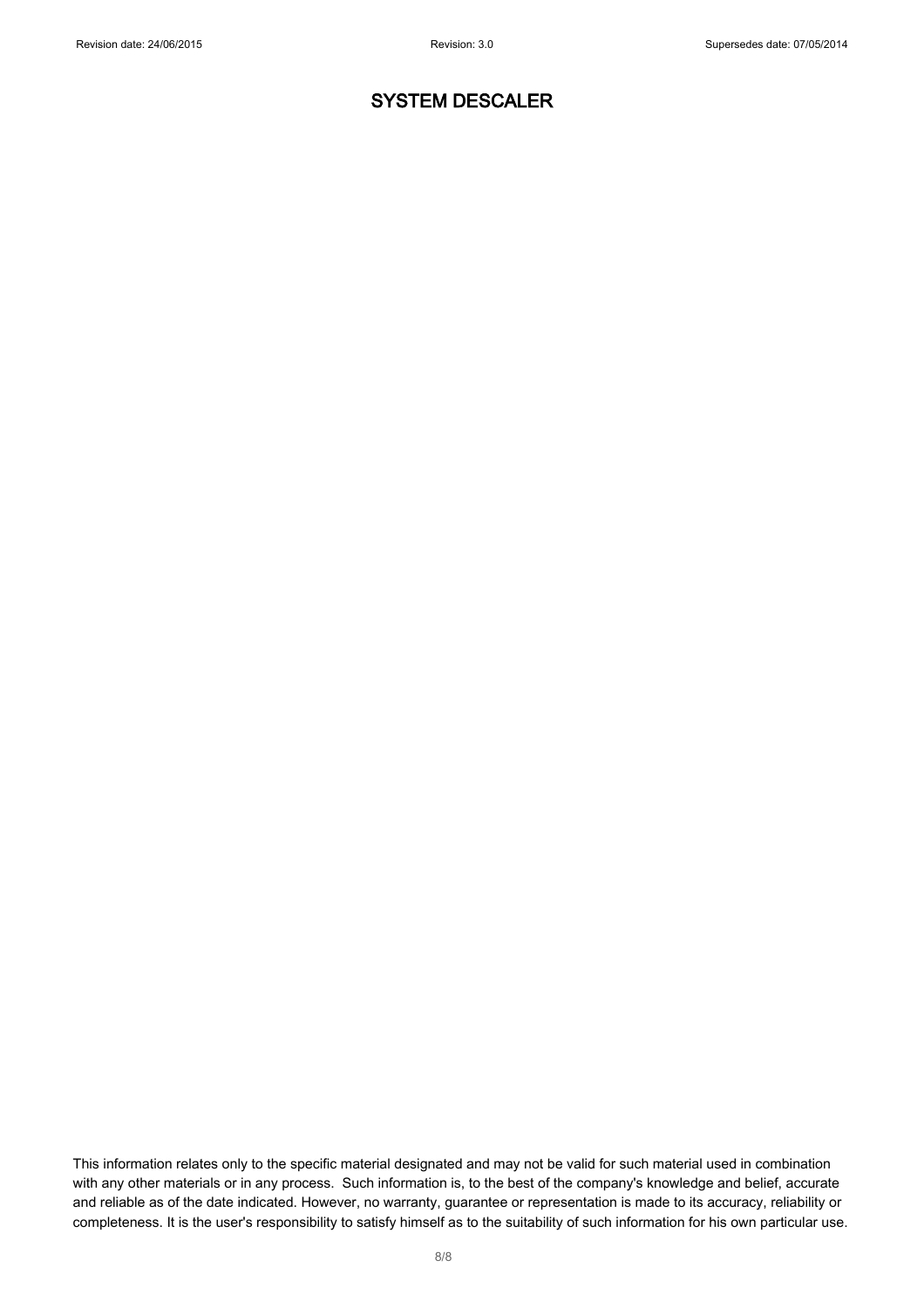This information relates only to the specific material designated and may not be valid for such material used in combination with any other materials or in any process. Such information is, to the best of the company's knowledge and belief, accurate and reliable as of the date indicated. However, no warranty, guarantee or representation is made to its accuracy, reliability or completeness. It is the user's responsibility to satisfy himself as to the suitability of such information for his own particular use.